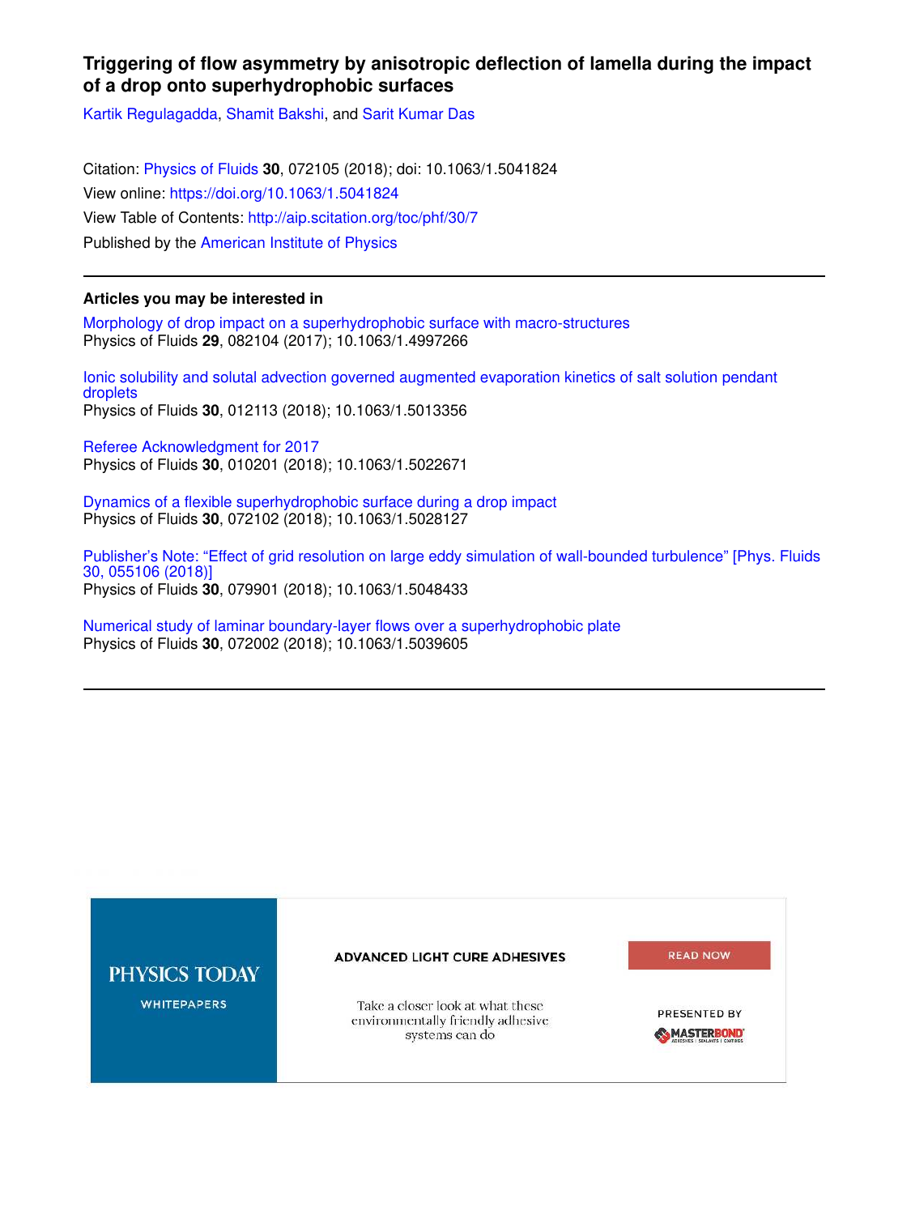# Triggering of flow asymmetry by anisotropic deflection of lamella during the impact of a drop onto superhydrophobic surfaces

Kartik Regulagadda, Shamit Bakshi, and Sarit Kumar Das

Citation: Physics of Fluids **30**, 072105 (2018); doi: 10.1063/1.5041824
View online: https://doi.org/10.1063/1.5041824
View Table of Contents: http://aip.scitation.org/toc/phf/30/7
Published by the American Institute of Physics

---

## Articles you may be interested in

Morphology of drop impact on a superhydrophobic surface with macro-structures
Physics of Fluids **29**, 082104 (2017); 10.1063/1.4997266

Ionic solubility and solutal advection governed augmented evaporation kinetics of salt solution pendant droplets
Physics of Fluids **30**, 012113 (2018); 10.1063/1.5013356

Referee Acknowledgment for 2017
Physics of Fluids **30**, 010201 (2018); 10.1063/1.5022671

Dynamics of a flexible superhydrophobic surface during a drop impact
Physics of Fluids **30**, 072102 (2018); 10.1063/1.5028127

Publisher's Note: "Effect of grid resolution on large eddy simulation of wall-bounded turbulence" [Phys. Fluids 30, 055106 (2018)]
Physics of Fluids **30**, 079901 (2018); 10.1063/1.5048433

Numerical study of laminar boundary-layer flows over a superhydrophobic plate
Physics of Fluids **30**, 072002 (2018); 10.1063/1.5039605

---

PHYSICS TODAY WHITEPAPERS

ADVANCED LIGHT CURE ADHESIVES

Take a closer look at what these environmentally friendly adhesive systems can do

READ NOW

PRESENTED BY MASTERBOND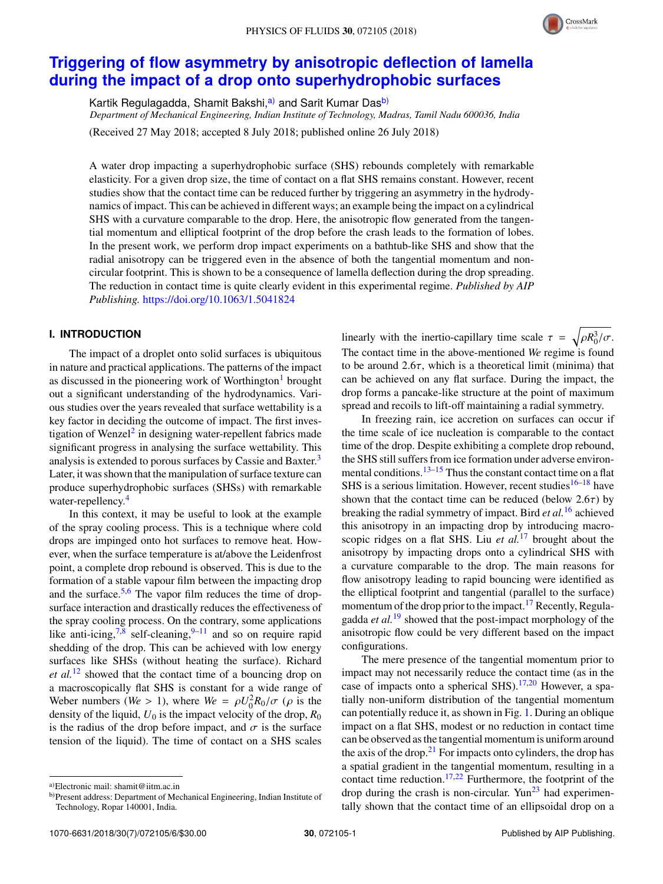# Triggering of flow asymmetry by anisotropic deflection of lamella during the impact of a drop onto superhydrophobic surfaces

Kartik Regulagadda, Shamit Bakshi,[a] and Sarit Kumar Das[b]

*Department of Mechanical Engineering, Indian Institute of Technology, Madras, Tamil Nadu 600036, India*

(Received 27 May 2018; accepted 8 July 2018; published online 26 July 2018)

A water drop impacting a superhydrophobic surface (SHS) rebounds completely with remarkable elasticity. For a given drop size, the time of contact on a flat SHS remains constant. However, recent studies show that the contact time can be reduced further by triggering an asymmetry in the hydrodynamics of impact. This can be achieved in different ways; an example being the impact on a cylindrical SHS with a curvature comparable to the drop. Here, the anisotropic flow generated from the tangential momentum and elliptical footprint of the drop before the crash leads to the formation of lobes. In the present work, we perform drop impact experiments on a bathtub-like SHS and show that the radial anisotropy can be triggered even in the absence of both the tangential momentum and non-circular footprint. This is shown to be a consequence of lamella deflection during the drop spreading. The reduction in contact time is quite clearly evident in this experimental regime. *Published by AIP Publishing.* https://doi.org/10.1063/1.5041824

## I. INTRODUCTION

The impact of a droplet onto solid surfaces is ubiquitous in nature and practical applications. The patterns of the impact as discussed in the pioneering work of Worthington[1] brought out a significant understanding of the hydrodynamics. Various studies over the years revealed that surface wettability is a key factor in deciding the outcome of impact. The first investigation of Wenzel[2] in designing water-repellent fabrics made significant progress in analysing the surface wettability. This analysis is extended to porous surfaces by Cassie and Baxter.[3] Later, it was shown that the manipulation of surface texture can produce superhydrophobic surfaces (SHSs) with remarkable water-repellency.[4]

In this context, it may be useful to look at the example of the spray cooling process. This is a technique where cold drops are impinged onto hot surfaces to remove heat. However, when the surface temperature is at/above the Leidenfrost point, a complete drop rebound is observed. This is due to the formation of a stable vapour film between the impacting drop and the surface.[5,6] The vapor film reduces the time of drop-surface interaction and drastically reduces the effectiveness of the spray cooling process. On the contrary, some applications like anti-icing,[7,8] self-cleaning,[9–11] and so on require rapid shedding of the drop. This can be achieved with low energy surfaces like SHSs (without heating the surface). Richard *et al.*[12] showed that the contact time of a bouncing drop on a macroscopically flat SHS is constant for a wide range of Weber numbers ($We > 1$), where $We = \rho U_0^2 R_0/\sigma$ ($\rho$ is the density of the liquid, $U_0$ is the impact velocity of the drop, $R_0$ is the radius of the drop before impact, and $\sigma$ is the surface tension of the liquid). The time of contact on a SHS scales linearly with the inertio-capillary time scale $\tau = \sqrt{\rho R_0^3/\sigma}$. The contact time in the above-mentioned *We* regime is found to be around $2.6\tau$, which is a theoretical limit (minima) that can be achieved on any flat surface. During the impact, the drop forms a pancake-like structure at the point of maximum spread and recoils to lift-off maintaining a radial symmetry.

In freezing rain, ice accretion on surfaces can occur if the time scale of ice nucleation is comparable to the contact time of the drop. Despite exhibiting a complete drop rebound, the SHS still suffers from ice formation under adverse environmental conditions.[13–15] Thus the constant contact time on a flat SHS is a serious limitation. However, recent studies[16–18] have shown that the contact time can be reduced (below $2.6\tau$) by breaking the radial symmetry of impact. Bird *et al.*[16] achieved this anisotropy in an impacting drop by introducing macroscopic ridges on a flat SHS. Liu *et al.*[17] brought about the anisotropy by impacting drops onto a cylindrical SHS with a curvature comparable to the drop. The main reasons for flow anisotropy leading to rapid bouncing were identified as the elliptical footprint and tangential (parallel to the surface) momentum of the drop prior to the impact.[17] Recently, Regulagadda *et al.*[19] showed that the post-impact morphology of the anisotropic flow could be very different based on the impact configurations.

The mere presence of the tangential momentum prior to impact may not necessarily reduce the contact time (as in the case of impacts onto a spherical SHS).[17,20] However, a spatially non-uniform distribution of the tangential momentum can potentially reduce it, as shown in Fig. 1. During an oblique impact on a flat SHS, modest or no reduction in contact time can be observed as the tangential momentum is uniform around the axis of the drop.[21] For impacts onto cylinders, the drop has a spatial gradient in the tangential momentum, resulting in a contact time reduction.[17,22] Furthermore, the footprint of the drop during the crash is non-circular. Yun[23] had experimentally shown that the contact time of an ellipsoidal drop on a

[a]Electronic mail: shamit@iitm.ac.in

[b]Present address: Department of Mechanical Engineering, Indian Institute of Technology, Ropar 140001, India.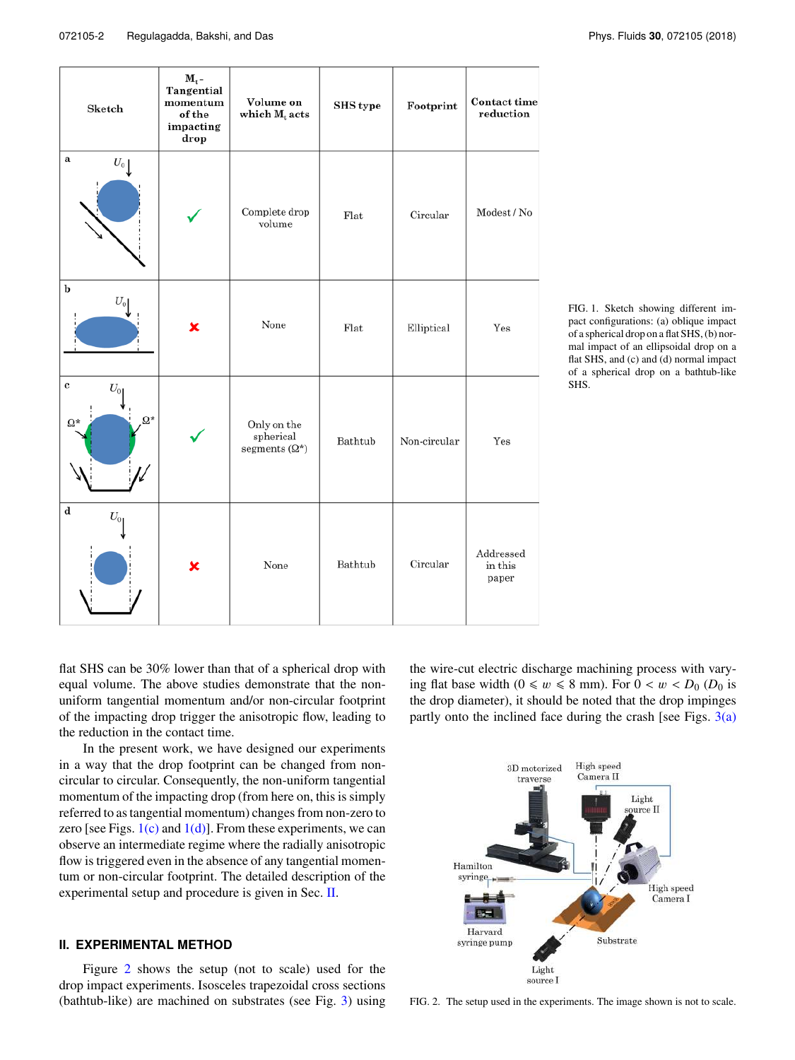| Sketch | $M_t$ - Tangential momentum of the impacting drop | Volume on which $M_t$ acts | SHS type | Footprint | Contact time reduction |
|---|---|---|---|---|---|
| a | ✓ | Complete drop volume | Flat | Circular | Modest / No |
| b | ✗ | None | Flat | Elliptical | Yes |
| c | ✓ | Only on the spherical segments ($\Omega^*$) | Bathtub | Non-circular | Yes |
| d | ✗ | None | Bathtub | Circular | Addressed in this paper |

FIG. 1. Sketch showing different impact configurations: (a) oblique impact of a spherical drop on a flat SHS, (b) normal impact of an ellipsoidal drop on a flat SHS, and (c) and (d) normal impact of a spherical drop on a bathtub-like SHS.

flat SHS can be 30% lower than that of a spherical drop with equal volume. The above studies demonstrate that the non-uniform tangential momentum and/or non-circular footprint of the impacting drop trigger the anisotropic flow, leading to the reduction in the contact time.

In the present work, we have designed our experiments in a way that the drop footprint can be changed from non-circular to circular. Consequently, the non-uniform tangential momentum of the impacting drop (from here on, this is simply referred to as tangential momentum) changes from non-zero to zero [see Figs. 1(c) and 1(d)]. From these experiments, we can observe an intermediate regime where the radially anisotropic flow is triggered even in the absence of any tangential momentum or non-circular footprint. The detailed description of the experimental setup and procedure is given in Sec. II.

## II. EXPERIMENTAL METHOD

Figure 2 shows the setup (not to scale) used for the drop impact experiments. Isosceles trapezoidal cross sections (bathtub-like) are machined on substrates (see Fig. 3) using the wire-cut electric discharge machining process with varying flat base width ($0 \leqslant w \leqslant 8$ mm). For $0 < w < D_0$ ($D_0$ is the drop diameter), it should be noted that the drop impinges partly onto the inclined face during the crash [see Figs. 3(a)

FIG. 2. The setup used in the experiments. The image shown is not to scale.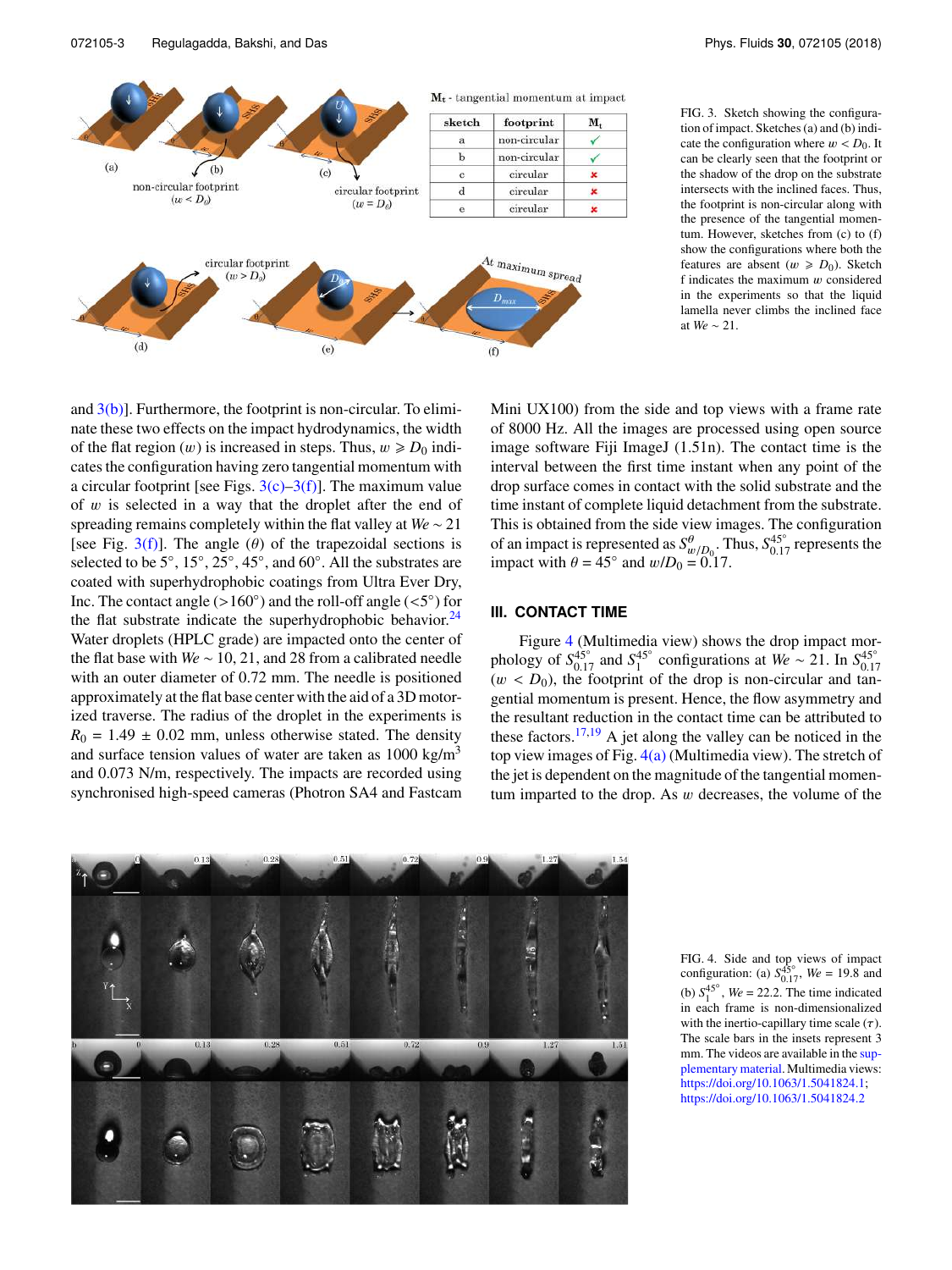$\mathbf{M_t}$ - tangential momentum at impact

| sketch | footprint | $\mathbf{M_t}$ |
|---|---|---|
| a | non-circular | ✓ |
| b | non-circular | ✓ |
| c | circular | ✗ |
| d | circular | ✗ |
| e | circular | ✗ |

FIG. 3. Sketch showing the configuration of impact. Sketches (a) and (b) indicate the configuration where $w < D_0$. It can be clearly seen that the footprint or the shadow of the drop on the substrate intersects with the inclined faces. Thus, the footprint is non-circular along with the presence of the tangential momentum. However, sketches from (c) to (f) show the configurations where both the features are absent ($w \geqslant D_0$). Sketch f indicates the maximum $w$ considered in the experiments so that the liquid lamella never climbs the inclined face at $We \sim 21$.

and 3(b)]. Furthermore, the footprint is non-circular. To eliminate these two effects on the impact hydrodynamics, the width of the flat region ($w$) is increased in steps. Thus, $w \geqslant D_0$ indicates the configuration having zero tangential momentum with a circular footprint [see Figs. 3(c)–3(f)]. The maximum value of $w$ is selected in a way that the droplet after the end of spreading remains completely within the flat valley at $We \sim 21$ [see Fig. 3(f)]. The angle ($\theta$) of the trapezoidal sections is selected to be 5°, 15°, 25°, 45°, and 60°. All the substrates are coated with superhydrophobic coatings from Ultra Ever Dry, Inc. The contact angle (>160°) and the roll-off angle (<5°) for the flat substrate indicate the superhydrophobic behavior.[24] Water droplets (HPLC grade) are impacted onto the center of the flat base with $We \sim 10$, 21, and 28 from a calibrated needle with an outer diameter of 0.72 mm. The needle is positioned approximately at the flat base center with the aid of a 3D motorized traverse. The radius of the droplet in the experiments is $R_0 = 1.49 \pm 0.02$ mm, unless otherwise stated. The density and surface tension values of water are taken as 1000 kg/m$^3$ and 0.073 N/m, respectively. The impacts are recorded using synchronised high-speed cameras (Photron SA4 and Fastcam Mini UX100) from the side and top views with a frame rate of 8000 Hz. All the images are processed using open source image software Fiji ImageJ (1.51n). The contact time is the interval between the first time instant when any point of the drop surface comes in contact with the solid substrate and the time instant of complete liquid detachment from the substrate. This is obtained from the side view images. The configuration of an impact is represented as $S^{\theta}_{w/D_0}$. Thus, $S^{45°}_{0.17}$ represents the impact with $\theta = 45°$ and $w/D_0 = 0.17$.

## III. CONTACT TIME

Figure 4 (Multimedia view) shows the drop impact morphology of $S^{45°}_{0.17}$ and $S^{45°}_{1}$ configurations at $We \sim 21$. In $S^{45°}_{0.17}$ ($w < D_0$), the footprint of the drop is non-circular and tangential momentum is present. Hence, the flow asymmetry and the resultant reduction in the contact time can be attributed to these factors.[17,19] A jet along the valley can be noticed in the top view images of Fig. 4(a) (Multimedia view). The stretch of the jet is dependent on the magnitude of the tangential momentum imparted to the drop. As $w$ decreases, the volume of the

FIG. 4. Side and top views of impact configuration: (a) $S^{45°}_{0.17}$, $We = 19.8$ and (b) $S^{45°}_{1}$, $We = 22.2$. The time indicated in each frame is non-dimensionalized with the inertio-capillary time scale ($\tau$). The scale bars in the insets represent 3 mm. The videos are available in the supplementary material. Multimedia views: https://doi.org/10.1063/1.5041824.1; https://doi.org/10.1063/1.5041824.2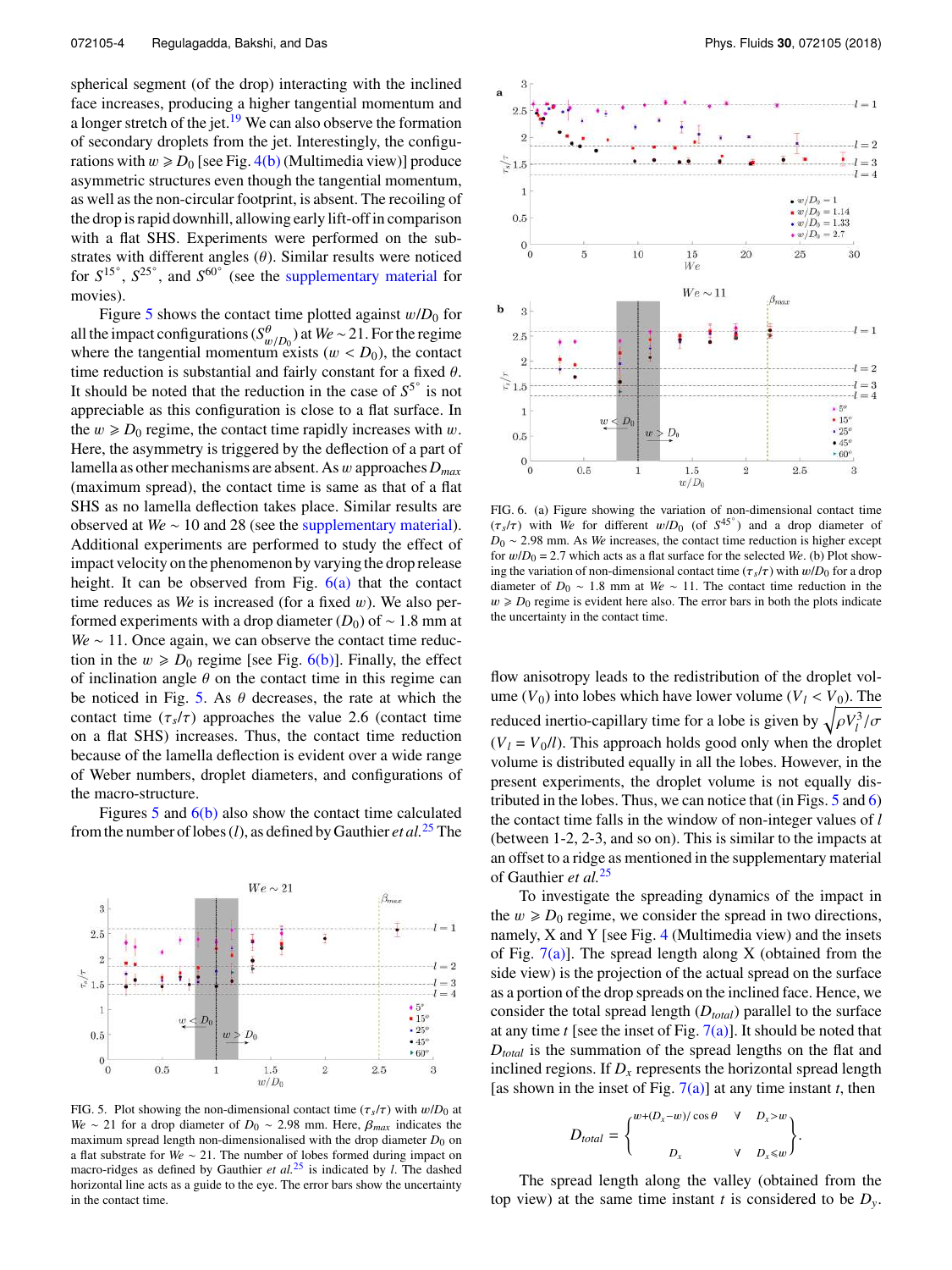spherical segment (of the drop) interacting with the inclined face increases, producing a higher tangential momentum and a longer stretch of the jet.[19] We can also observe the formation of secondary droplets from the jet. Interestingly, the configurations with $w \geqslant D_0$ [see Fig. 4(b) (Multimedia view)] produce asymmetric structures even though the tangential momentum, as well as the non-circular footprint, is absent. The recoiling of the drop is rapid downhill, allowing early lift-off in comparison with a flat SHS. Experiments were performed on the substrates with different angles ($\theta$). Similar results were noticed for $S^{15^\circ}$, $S^{25^\circ}$, and $S^{60^\circ}$ (see the supplementary material for movies).

Figure 5 shows the contact time plotted against $w/D_0$ for all the impact configurations ($S^{\theta}_{w/D_0}$) at $We \sim 21$. For the regime where the tangential momentum exists ($w < D_0$), the contact time reduction is substantial and fairly constant for a fixed $\theta$. It should be noted that the reduction in the case of $S^{5^\circ}$ is not appreciable as this configuration is close to a flat surface. In the $w \geqslant D_0$ regime, the contact time rapidly increases with $w$. Here, the asymmetry is triggered by the deflection of a part of lamella as other mechanisms are absent. As $w$ approaches $D_{max}$ (maximum spread), the contact time is same as that of a flat SHS as no lamella deflection takes place. Similar results are observed at $We \sim 10$ and 28 (see the supplementary material). Additional experiments are performed to study the effect of impact velocity on the phenomenon by varying the drop release height. It can be observed from Fig. 6(a) that the contact time reduces as $We$ is increased (for a fixed $w$). We also performed experiments with a drop diameter ($D_0$) of $\sim 1.8$ mm at $We \sim 11$. Once again, we can observe the contact time reduction in the $w \geqslant D_0$ regime [see Fig. 6(b)]. Finally, the effect of inclination angle $\theta$ on the contact time in this regime can be noticed in Fig. 5. As $\theta$ decreases, the rate at which the contact time ($\tau_s/\tau$) approaches the value 2.6 (contact time on a flat SHS) increases. Thus, the contact time reduction because of the lamella deflection is evident over a wide range of Weber numbers, droplet diameters, and configurations of the macro-structure.

Figures 5 and 6(b) also show the contact time calculated from the number of lobes ($l$), as defined by Gauthier *et al.*[25] The flow anisotropy leads to the redistribution of the droplet volume ($V_0$) into lobes which have lower volume ($V_l < V_0$). The reduced inertio-capillary time for a lobe is given by $\sqrt{\rho V_l^3/\sigma}$ ($V_l = V_0/l$). This approach holds good only when the droplet volume is distributed equally in all the lobes. However, in the present experiments, the droplet volume is not equally distributed in the lobes. Thus, we can notice that (in Figs. 5 and 6) the contact time falls in the window of non-integer values of $l$ (between 1-2, 2-3, and so on). This is similar to the impacts at an offset to a ridge as mentioned in the supplementary material of Gauthier *et al.*[25]

FIG. 5. Plot showing the non-dimensional contact time ($\tau_s/\tau$) with $w/D_0$ at $We \sim 21$ for a drop diameter of $D_0 \sim 2.98$ mm. Here, $\beta_{max}$ indicates the maximum spread length non-dimensionalised with the drop diameter $D_0$ on a flat substrate for $We \sim 21$. The number of lobes formed during impact on macro-ridges as defined by Gauthier *et al.*[25] is indicated by $l$. The dashed horizontal line acts as a guide to the eye. The error bars show the uncertainty in the contact time.

FIG. 6. (a) Figure showing the variation of non-dimensional contact time ($\tau_s/\tau$) with $We$ for different $w/D_0$ (of $S^{45^\circ}$) and a drop diameter of $D_0 \sim 2.98$ mm. As $We$ increases, the contact time reduction is higher except for $w/D_0 = 2.7$ which acts as a flat surface for the selected $We$. (b) Plot showing the variation of non-dimensional contact time ($\tau_s/\tau$) with $w/D_0$ for a drop diameter of $D_0 \sim 1.8$ mm at $We \sim 11$. The contact time reduction in the $w \geqslant D_0$ regime is evident here also. The error bars in both the plots indicate the uncertainty in the contact time.

To investigate the spreading dynamics of the impact in the $w \geqslant D_0$ regime, we consider the spread in two directions, namely, X and Y [see Fig. 4 (Multimedia view) and the insets of Fig. 7(a)]. The spread length along X (obtained from the side view) is the projection of the actual spread on the surface as a portion of the drop spreads on the inclined face. Hence, we consider the total spread length ($D_{total}$) parallel to the surface at any time $t$ [see the inset of Fig. 7(a)]. It should be noted that $D_{total}$ is the summation of the spread lengths on the flat and inclined regions. If $D_x$ represents the horizontal spread length [as shown in the inset of Fig. 7(a)] at any time instant $t$, then

$$D_{total} = \begin{Bmatrix} w + (D_x - w)/\cos\theta & \forall & D_x > w \\ D_x & \forall & D_x \leqslant w \end{Bmatrix}.$$

The spread length along the valley (obtained from the top view) at the same time instant $t$ is considered to be $D_y$.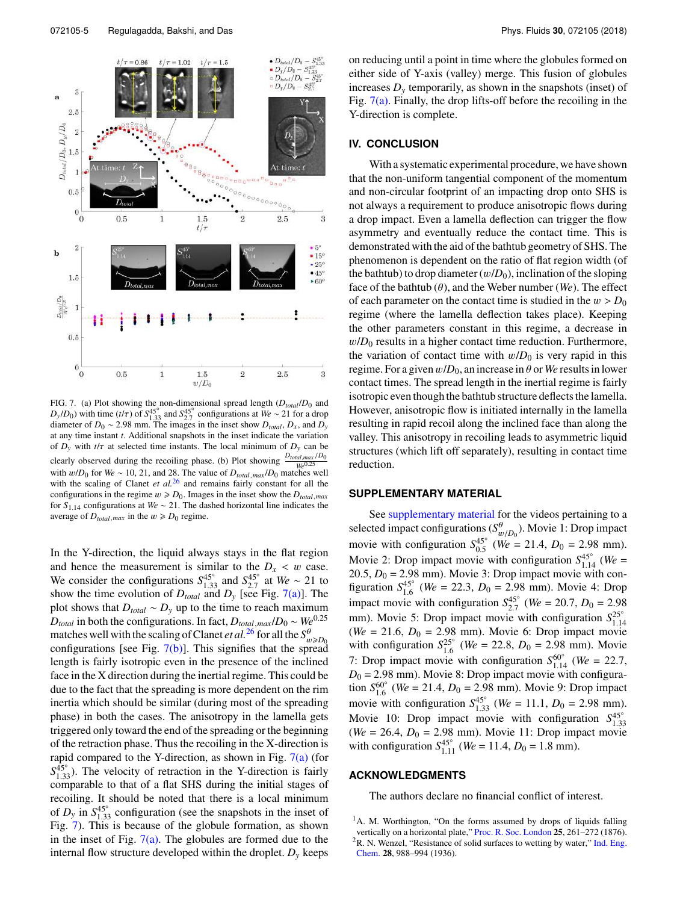FIG. 7. (a) Plot showing the non-dimensional spread length ($D_{total}/D_0$ and $D_y/D_0$) with time ($t/\tau$) of $S^{45°}_{1.33}$ and $S^{45°}_{2.7}$ configurations at $We \sim 21$ for a drop diameter of $D_0 \sim 2.98$ mm. The images in the inset show $D_{total}$, $D_x$, and $D_y$ at any time instant $t$. Additional snapshots in the inset indicate the variation of $D_y$ with $t/\tau$ at selected time instants. The local minimum of $D_y$ can be clearly observed during the recoiling phase. (b) Plot showing $\frac{D_{total,max}/D_0}{We^{0.25}}$ with $w/D_0$ for $We \sim 10$, 21, and 28. The value of $D_{total,max}/D_0$ matches well with the scaling of Clanet *et al.*[26] and remains fairly constant for all the configurations in the regime $w \geqslant D_0$. Images in the inset show the $D_{total,max}$ for $S_{1.14}$ configurations at $We \sim 21$. The dashed horizontal line indicates the average of $D_{total,max}$ in the $w \geqslant D_0$ regime.

In the Y-direction, the liquid always stays in the flat region and hence the measurement is similar to the $D_x < w$ case. We consider the configurations $S^{45°}_{1.33}$ and $S^{45°}_{2.7}$ at $We \sim 21$ to show the time evolution of $D_{total}$ and $D_y$ [see Fig. 7(a)]. The plot shows that $D_{total} \sim D_y$ up to the time to reach maximum $D_{total}$ in both the configurations. In fact, $D_{total,max}/D_0 \sim We^{0.25}$ matches well with the scaling of Clanet *et al.*[26] for all the $S^{\theta}_{w \geqslant D_0}$ configurations [see Fig. 7(b)]. This signifies that the spread length is fairly isotropic even in the presence of the inclined face in the X direction during the inertial regime. This could be due to the fact that the spreading is more dependent on the rim inertia which should be similar (during most of the spreading phase) in both the cases. The anisotropy in the lamella gets triggered only toward the end of the spreading or the beginning of the retraction phase. Thus the recoiling in the X-direction is rapid compared to the Y-direction, as shown in Fig. 7(a) (for $S^{45°}_{1.33}$). The velocity of retraction in the Y-direction is fairly comparable to that of a flat SHS during the initial stages of recoiling. It should be noted that there is a local minimum of $D_y$ in $S^{45°}_{1.33}$ configuration (see the snapshots in the inset of Fig. 7). This is because of the globule formation, as shown in the inset of Fig. 7(a). The globules are formed due to the internal flow structure developed within the droplet. $D_y$ keeps on reducing until a point in time where the globules formed on either side of Y-axis (valley) merge. This fusion of globules increases $D_y$ temporarily, as shown in the snapshots (inset) of Fig. 7(a). Finally, the drop lifts-off before the recoiling in the Y-direction is complete.

## IV. CONCLUSION

With a systematic experimental procedure, we have shown that the non-uniform tangential component of the momentum and non-circular footprint of an impacting drop onto SHS is not always a requirement to produce anisotropic flows during a drop impact. Even a lamella deflection can trigger the flow asymmetry and eventually reduce the contact time. This is demonstrated with the aid of the bathtub geometry of SHS. The phenomenon is dependent on the ratio of flat region width (of the bathtub) to drop diameter ($w/D_0$), inclination of the sloping face of the bathtub ($\theta$), and the Weber number ($We$). The effect of each parameter on the contact time is studied in the $w > D_0$ regime (where the lamella deflection takes place). Keeping the other parameters constant in this regime, a decrease in $w/D_0$ results in a higher contact time reduction. Furthermore, the variation of contact time with $w/D_0$ is very rapid in this regime. For a given $w/D_0$, an increase in $\theta$ or $We$ results in lower contact times. The spread length in the inertial regime is fairly isotropic even though the bathtub structure deflects the lamella. However, anisotropic flow is initiated internally in the lamella resulting in rapid recoil along the inclined face than along the valley. This anisotropy in recoiling leads to asymmetric liquid structures (which lift off separately), resulting in contact time reduction.

## SUPPLEMENTARY MATERIAL

See supplementary material for the videos pertaining to a selected impact configurations ($S^{\theta}_{w/D_0}$). Movie 1: Drop impact movie with configuration $S^{45°}_{0.5}$ ($We$ = 21.4, $D_0$ = 2.98 mm). Movie 2: Drop impact movie with configuration $S^{45°}_{1.14}$ ($We$ = 20.5, $D_0$ = 2.98 mm). Movie 3: Drop impact movie with configuration $S^{45°}_{1.6}$ ($We$ = 22.3, $D_0$ = 2.98 mm). Movie 4: Drop impact movie with configuration $S^{45°}_{2.7}$ ($We$ = 20.7, $D_0$ = 2.98 mm). Movie 5: Drop impact movie with configuration $S^{25°}_{1.14}$ ($We$ = 21.6, $D_0$ = 2.98 mm). Movie 6: Drop impact movie with configuration $S^{25°}_{1.6}$ ($We$ = 22.8, $D_0$ = 2.98 mm). Movie 7: Drop impact movie with configuration $S^{60°}_{1.14}$ ($We$ = 22.7, $D_0$ = 2.98 mm). Movie 8: Drop impact movie with configuration $S^{60°}_{1.6}$ ($We$ = 21.4, $D_0$ = 2.98 mm). Movie 9: Drop impact movie with configuration $S^{45°}_{1.33}$ ($We$ = 11.1, $D_0$ = 2.98 mm). Movie 10: Drop impact movie with configuration $S^{45°}_{1.33}$ ($We$ = 26.4, $D_0$ = 2.98 mm). Movie 11: Drop impact movie with configuration $S^{45°}_{1.11}$ ($We$ = 11.4, $D_0$ = 1.8 mm).

## ACKNOWLEDGMENTS

The authors declare no financial conflict of interest.

[1] A. M. Worthington, "On the forms assumed by drops of liquids falling vertically on a horizontal plate," Proc. R. Soc. London **25**, 261–272 (1876).

[2] R. N. Wenzel, "Resistance of solid surfaces to wetting by water," Ind. Eng. Chem. **28**, 988–994 (1936).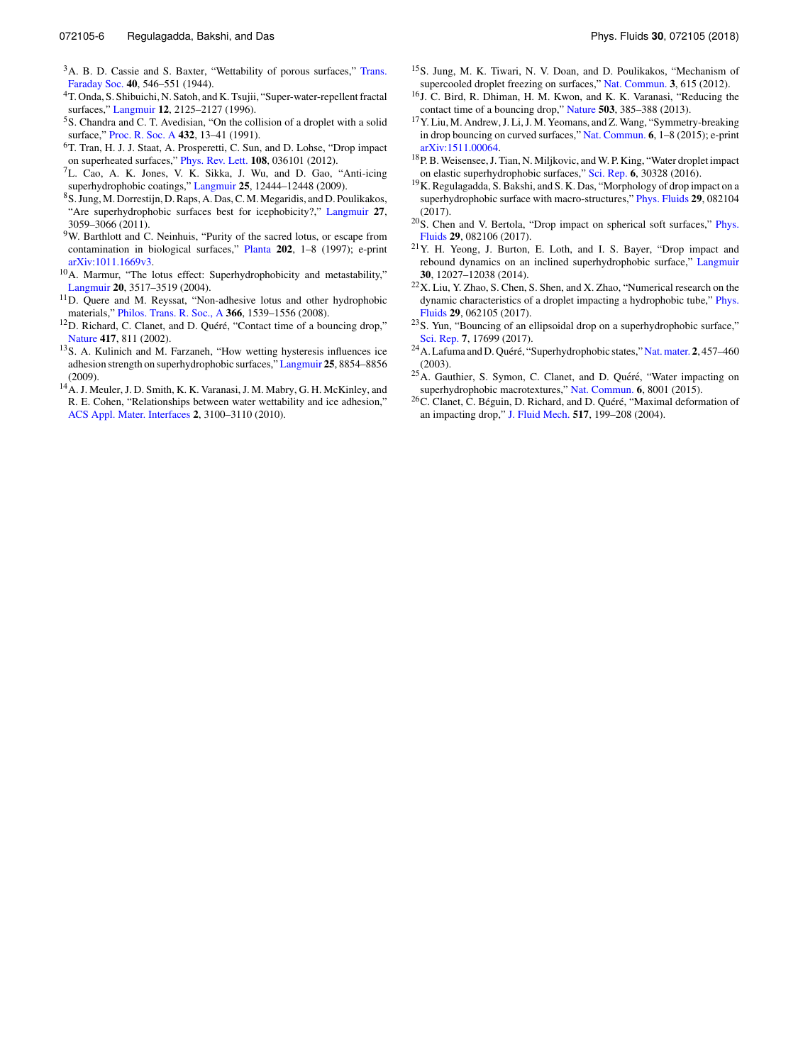[3] A. B. D. Cassie and S. Baxter, "Wettability of porous surfaces," Trans. Faraday Soc. **40**, 546–551 (1944).

[4] T. Onda, S. Shibuichi, N. Satoh, and K. Tsujii, "Super-water-repellent fractal surfaces," Langmuir **12**, 2125–2127 (1996).

[5] S. Chandra and C. T. Avedisian, "On the collision of a droplet with a solid surface," Proc. R. Soc. A **432**, 13–41 (1991).

[6] T. Tran, H. J. J. Staat, A. Prosperetti, C. Sun, and D. Lohse, "Drop impact on superheated surfaces," Phys. Rev. Lett. **108**, 036101 (2012).

[7] L. Cao, A. K. Jones, V. K. Sikka, J. Wu, and D. Gao, "Anti-icing superhydrophobic coatings," Langmuir **25**, 12444–12448 (2009).

[8] S. Jung, M. Dorrestijn, D. Raps, A. Das, C. M. Megaridis, and D. Poulikakos, "Are superhydrophobic surfaces best for icephobicity?," Langmuir **27**, 3059–3066 (2011).

[9] W. Barthlott and C. Neinhuis, "Purity of the sacred lotus, or escape from contamination in biological surfaces," Planta **202**, 1–8 (1997); e-print arXiv:1011.1669v3.

[10] A. Marmur, "The lotus effect: Superhydrophobicity and metastability," Langmuir **20**, 3517–3519 (2004).

[11] D. Quere and M. Reyssat, "Non-adhesive lotus and other hydrophobic materials," Philos. Trans. R. Soc., A **366**, 1539–1556 (2008).

[12] D. Richard, C. Clanet, and D. Quéré, "Contact time of a bouncing drop," Nature **417**, 811 (2002).

[13] S. A. Kulinich and M. Farzaneh, "How wetting hysteresis influences ice adhesion strength on superhydrophobic surfaces," Langmuir **25**, 8854–8856 (2009).

[14] A. J. Meuler, J. D. Smith, K. K. Varanasi, J. M. Mabry, G. H. McKinley, and R. E. Cohen, "Relationships between water wettability and ice adhesion," ACS Appl. Mater. Interfaces **2**, 3100–3110 (2010).

[15] S. Jung, M. K. Tiwari, N. V. Doan, and D. Poulikakos, "Mechanism of supercooled droplet freezing on surfaces," Nat. Commun. **3**, 615 (2012).

[16] J. C. Bird, R. Dhiman, H. M. Kwon, and K. K. Varanasi, "Reducing the contact time of a bouncing drop," Nature **503**, 385–388 (2013).

[17] Y. Liu, M. Andrew, J. Li, J. M. Yeomans, and Z. Wang, "Symmetry-breaking in drop bouncing on curved surfaces," Nat. Commun. **6**, 1–8 (2015); e-print arXiv:1511.00064.

[18] P. B. Weisensee, J. Tian, N. Miljkovic, and W. P. King, "Water droplet impact on elastic superhydrophobic surfaces," Sci. Rep. **6**, 30328 (2016).

[19] K. Regulagadda, S. Bakshi, and S. K. Das, "Morphology of drop impact on a superhydrophobic surface with macro-structures," Phys. Fluids **29**, 082104 (2017).

[20] S. Chen and V. Bertola, "Drop impact on spherical soft surfaces," Phys. Fluids **29**, 082106 (2017).

[21] Y. H. Yeong, J. Burton, E. Loth, and I. S. Bayer, "Drop impact and rebound dynamics on an inclined superhydrophobic surface," Langmuir **30**, 12027–12038 (2014).

[22] X. Liu, Y. Zhao, S. Chen, S. Shen, and X. Zhao, "Numerical research on the dynamic characteristics of a droplet impacting a hydrophobic tube," Phys. Fluids **29**, 062105 (2017).

[23] S. Yun, "Bouncing of an ellipsoidal drop on a superhydrophobic surface," Sci. Rep. **7**, 17699 (2017).

[24] A. Lafuma and D. Quéré, "Superhydrophobic states," Nat. mater. **2**, 457–460 (2003).

[25] A. Gauthier, S. Symon, C. Clanet, and D. Quéré, "Water impacting on superhydrophobic macrotextures," Nat. Commun. **6**, 8001 (2015).

[26] C. Clanet, C. Béguin, D. Richard, and D. Quéré, "Maximal deformation of an impacting drop," J. Fluid Mech. **517**, 199–208 (2004).